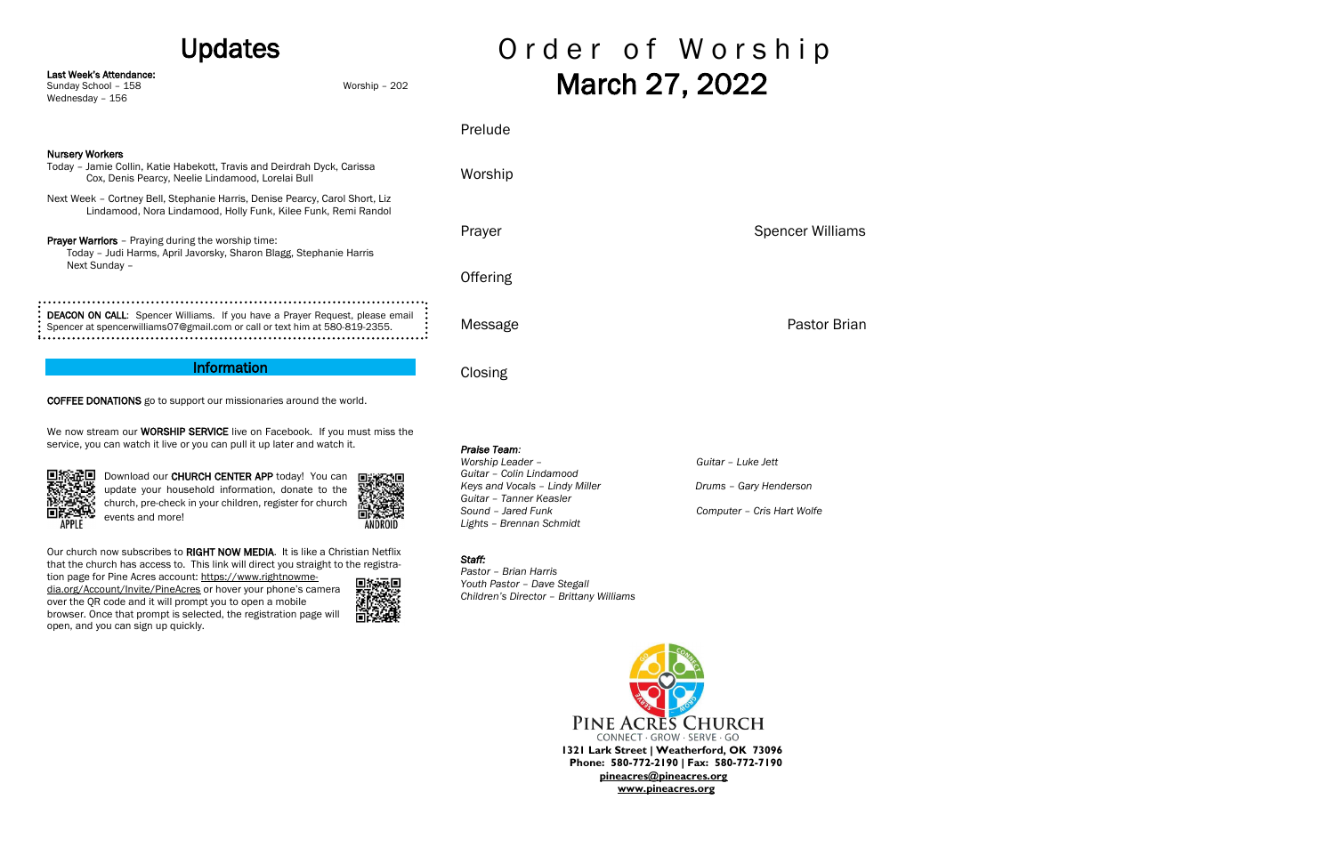# Updates

**Last Week's Attendance:**
Sunday School – 158 Worship – 202
Wednesday – 156

**Nursery Workers**
Today – Jamie Collin, Katie Habekott, Travis and Deirdrah Dyck, Carissa Cox, Denis Pearcy, Neelie Lindamood, Lorelai Bull

Next Week – Cortney Bell, Stephanie Harris, Denise Pearcy, Carol Short, Liz Lindamood, Nora Lindamood, Holly Funk, Kilee Funk, Remi Randol

**Prayer Warriors** – Praying during the worship time:
Today – Judi Harms, April Javorsky, Sharon Blagg, Stephanie Harris
Next Sunday –

**DEACON ON CALL**: Spencer Williams. If you have a Prayer Request, please email Spencer at spencerwilliams07@gmail.com or call or text him at 580-819-2355.

## Information

**COFFEE DONATIONS** go to support our missionaries around the world.

We now stream our **WORSHIP SERVICE** live on Facebook. If you must miss the service, you can watch it live or you can pull it up later and watch it.

APPLE

Download our **CHURCH CENTER APP** today! You can update your household information, donate to the church, pre-check in your children, register for church events and more!

ANDROID

Our church now subscribes to **RIGHT NOW MEDIA**. It is like a Christian Netflix that the church has access to. This link will direct you straight to the registration page for Pine Acres account: https://www.rightnowmedia.org/Account/Invite/PineAcres or hover your phone's camera over the QR code and it will prompt you to open a mobile browser. Once that prompt is selected, the registration page will open, and you can sign up quickly.

# Order of Worship
# March 27, 2022

Prelude

Worship

Prayer — Spencer Williams

Offering

Message — Pastor Brian

Closing

***Praise Team:***
*Worship Leader –*
*Guitar – Colin Lindamood*
*Keys and Vocals – Lindy Miller*
*Guitar – Tanner Keasler*
*Sound – Jared Funk*
*Lights – Brennan Schmidt*
*Guitar – Luke Jett*
*Drums – Gary Henderson*
*Computer – Cris Hart Wolfe*

***Staff:***
*Pastor – Brian Harris*
*Youth Pastor – Dave Stegall*
*Children's Director – Brittany Williams*

PINE ACRES CHURCH
CONNECT · GROW · SERVE · GO
**1321 Lark Street | Weatherford, OK 73096**
**Phone: 580-772-2190 | Fax: 580-772-7190**
**pineacres@pineacres.org**
**www.pineacres.org**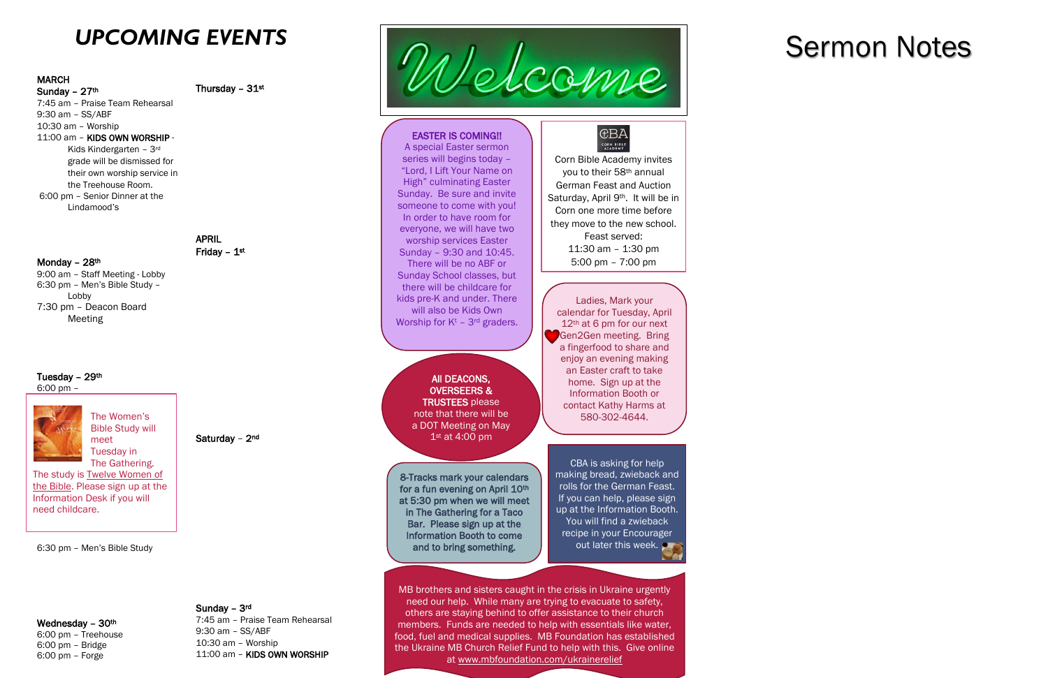# UPCOMING EVENTS

**MARCH**

**Sunday – 27th**
7:45 am – Praise Team Rehearsal
9:30 am – SS/ABF
10:30 am – Worship
11:00 am – **KIDS OWN WORSHIP** - Kids Kindergarten – 3rd grade will be dismissed for their own worship service in the Treehouse Room.
6:00 pm – Senior Dinner at the Lindamood's

**Monday – 28th**
9:00 am – Staff Meeting - Lobby
6:30 pm – Men's Bible Study – Lobby
7:30 pm – Deacon Board Meeting

**Tuesday – 29th**
6:00 pm –

The Women's Bible Study will meet Tuesday in The Gathering. The study is Twelve Women of the Bible. Please sign up at the Information Desk if you will need childcare.

6:30 pm – Men's Bible Study

**Wednesday – 30th**
6:00 pm – Treehouse
6:00 pm – Bridge
6:00 pm – Forge

**Thursday – 31st**

**APRIL**

**Friday – 1st**

**Saturday – 2nd**

**Sunday – 3rd**
7:45 am – Praise Team Rehearsal
9:30 am – SS/ABF
10:30 am – Worship
11:00 am – **KIDS OWN WORSHIP**

Welcome

EASTER IS COMING!!
A special Easter sermon series will begins today – "Lord, I Lift Your Name on High" culminating Easter Sunday. Be sure and invite someone to come with you! In order to have room for everyone, we will have two worship services Easter Sunday – 9:30 and 10:45. There will be no ABF or Sunday School classes, but there will be childcare for kids pre-K and under. There will also be Kids Own Worship for K$^{t}$ – 3rd graders.

Corn Bible Academy invites you to their 58th annual German Feast and Auction Saturday, April 9th. It will be in Corn one more time before they move to the new school.
Feast served:
11:30 am – 1:30 pm
5:00 pm – 7:00 pm

Ladies, Mark your calendar for Tuesday, April 12th at 6 pm for our next Gen2Gen meeting. Bring a fingerfood to share and enjoy an evening making an Easter craft to take home. Sign up at the Information Booth or contact Kathy Harms at 580-302-4644.

**All DEACONS, OVERSEERS & TRUSTEES** please note that there will be a DOT Meeting on May 1st at 4:00 pm

**8-Tracks mark your calendars for a fun evening on April 10th at 5:30 pm when we will meet in The Gathering for a Taco Bar. Please sign up at the Information Booth to come and to bring something.**

CBA is asking for help making bread, zwieback and rolls for the German Feast. If you can help, please sign up at the Information Booth. You will find a zwieback recipe in your Encourager out later this week.

MB brothers and sisters caught in the crisis in Ukraine urgently need our help. While many are trying to evacuate to safety, others are staying behind to offer assistance to their church members. Funds are needed to help with essentials like water, food, fuel and medical supplies. MB Foundation has established the Ukraine MB Church Relief Fund to help with this. Give online at www.mbfoundation.com/ukrainerelief

# Sermon Notes